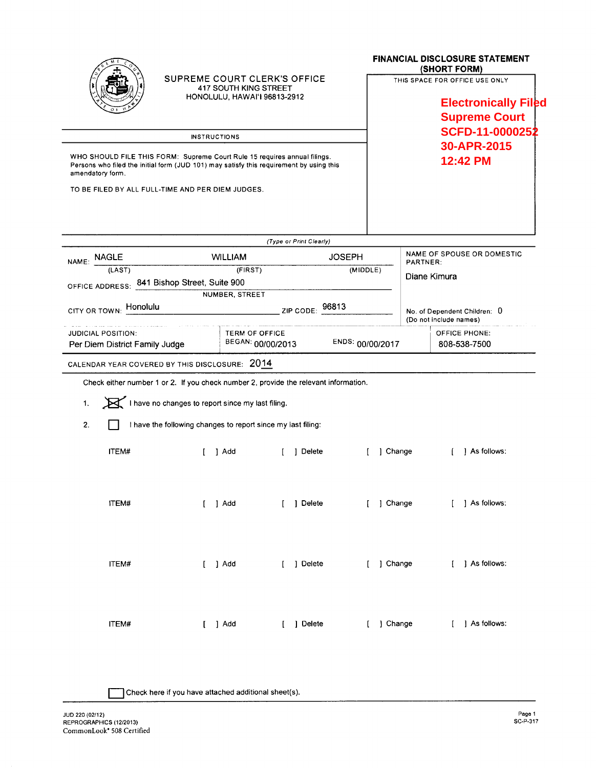SUPREME COURT CLERK'S OFFICE
417 SOUTH KING STREET
HONOLULU, HAWAI'I 96813-2912

# FINANCIAL DISCLOSURE STATEMENT (SHORT FORM)

THIS SPACE FOR OFFICE USE ONLY

**Electronically Filed**
**Supreme Court**
**SCFD-11-0000252**
**30-APR-2015**
**12:42 PM**

## INSTRUCTIONS

WHO SHOULD FILE THIS FORM: Supreme Court Rule 15 requires annual filings. Persons who filed the initial form (JUD 101) may satisfy this requirement by using this amendatory form.

TO BE FILED BY ALL FULL-TIME AND PER DIEM JUDGES.

*(Type or Print Clearly)*

NAME: NAGLE (LAST) WILLIAM (FIRST) JOSEPH (MIDDLE)

NAME OF SPOUSE OR DOMESTIC PARTNER: Diane Kimura

OFFICE ADDRESS: 841 Bishop Street, Suite 900 (NUMBER, STREET)

CITY OR TOWN: Honolulu ZIP CODE: 96813

No. of Dependent Children: 0 (Do not include names)

JUDICIAL POSITION: Per Diem District Family Judge

TERM OF OFFICE BEGAN: 00/00/2013 ENDS: 00/00/2017

OFFICE PHONE: 808-538-7500

CALENDAR YEAR COVERED BY THIS DISCLOSURE: 2014

Check either number 1 or 2. If you check number 2, provide the relevant information.

1. [X] I have no changes to report since my last filing.

2. [ ] I have the following changes to report since my last filing:

ITEM# [ ] Add [ ] Delete [ ] Change [ ] As follows:

ITEM# [ ] Add [ ] Delete [ ] Change [ ] As follows:

ITEM# [ ] Add [ ] Delete [ ] Change [ ] As follows:

ITEM# [ ] Add [ ] Delete [ ] Change [ ] As follows:

[ ] Check here if you have attached additional sheet(s).

JUD 220 (02/12)
REPROGRAPHICS (12/2013)
CommonLook® 508 Certified

SC-P-317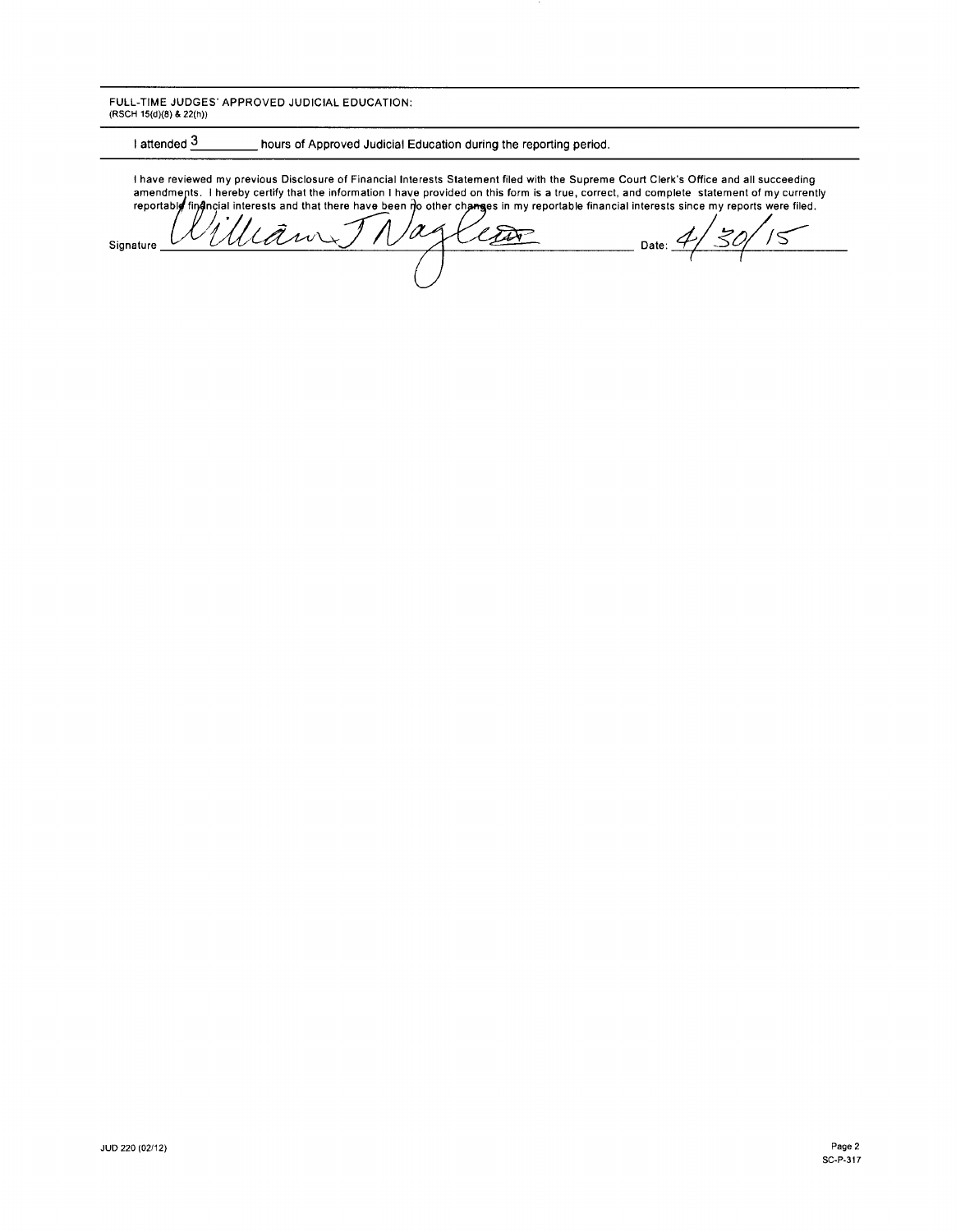FULL-TIME JUDGES' APPROVED JUDICIAL EDUCATION:
(RSCH 15(d)(8) & 22(h))

I attended 3 hours of Approved Judicial Education during the reporting period.

I have reviewed my previous Disclosure of Financial Interests Statement filed with the Supreme Court Clerk's Office and all succeeding amendments. I hereby certify that the information I have provided on this form is a true, correct, and complete statement of my currently reportable financial interests and that there have been no other changes in my reportable financial interests since my reports were filed.

Signature William J Nagle Date: 4/30/15

JUD 220 (02/12)

SC-P-317